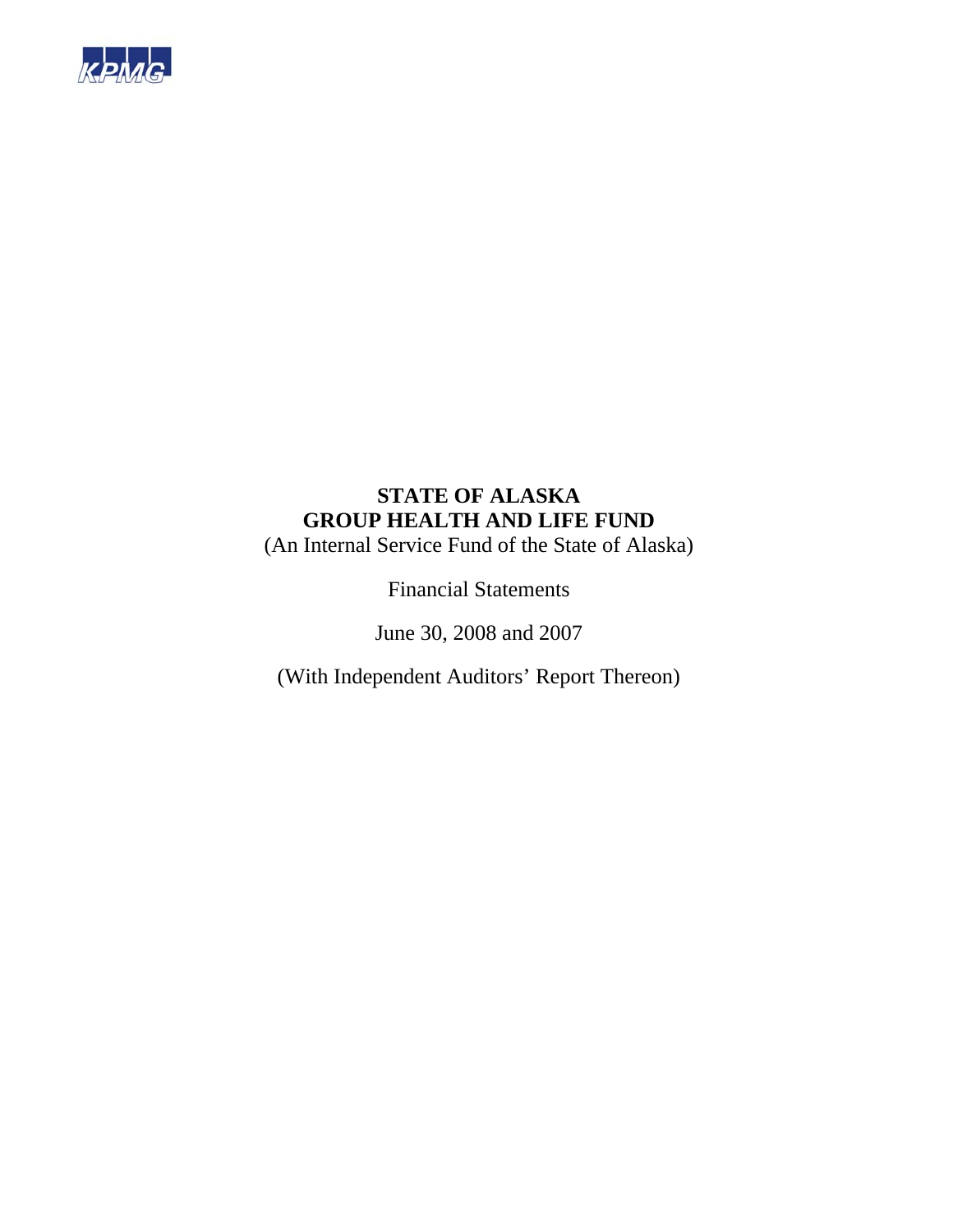KPMG

# STATE OF ALASKA
# GROUP HEALTH AND LIFE FUND

(An Internal Service Fund of the State of Alaska)

Financial Statements

June 30, 2008 and 2007

(With Independent Auditors' Report Thereon)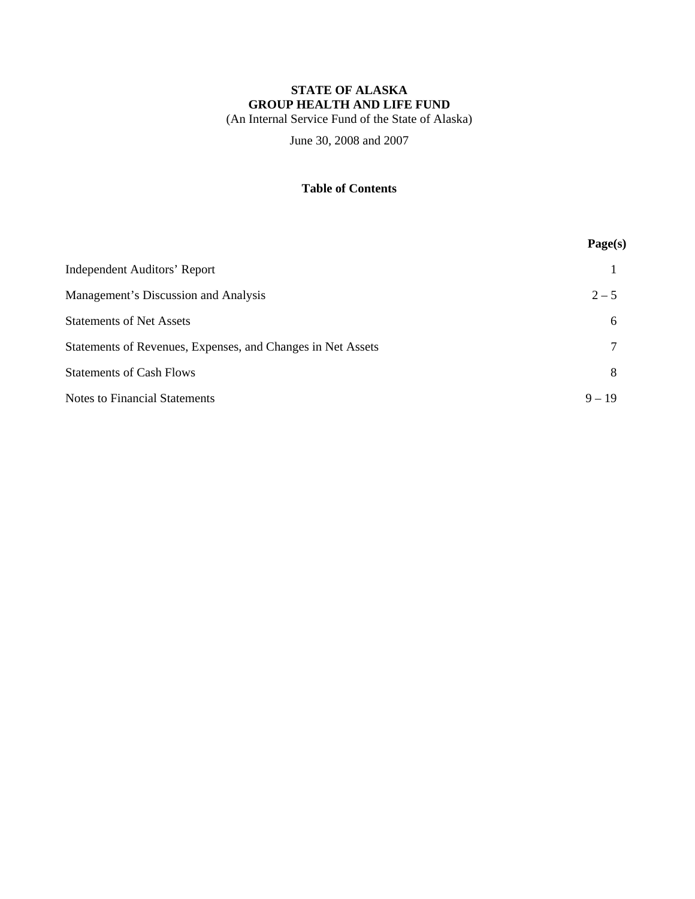**STATE OF ALASKA**
**GROUP HEALTH AND LIFE FUND**
(An Internal Service Fund of the State of Alaska)

June 30, 2008 and 2007

## Table of Contents

| | Page(s) |
|---|---|
| Independent Auditors' Report | 1 |
| Management's Discussion and Analysis | 2 – 5 |
| Statements of Net Assets | 6 |
| Statements of Revenues, Expenses, and Changes in Net Assets | 7 |
| Statements of Cash Flows | 8 |
| Notes to Financial Statements | 9 – 19 |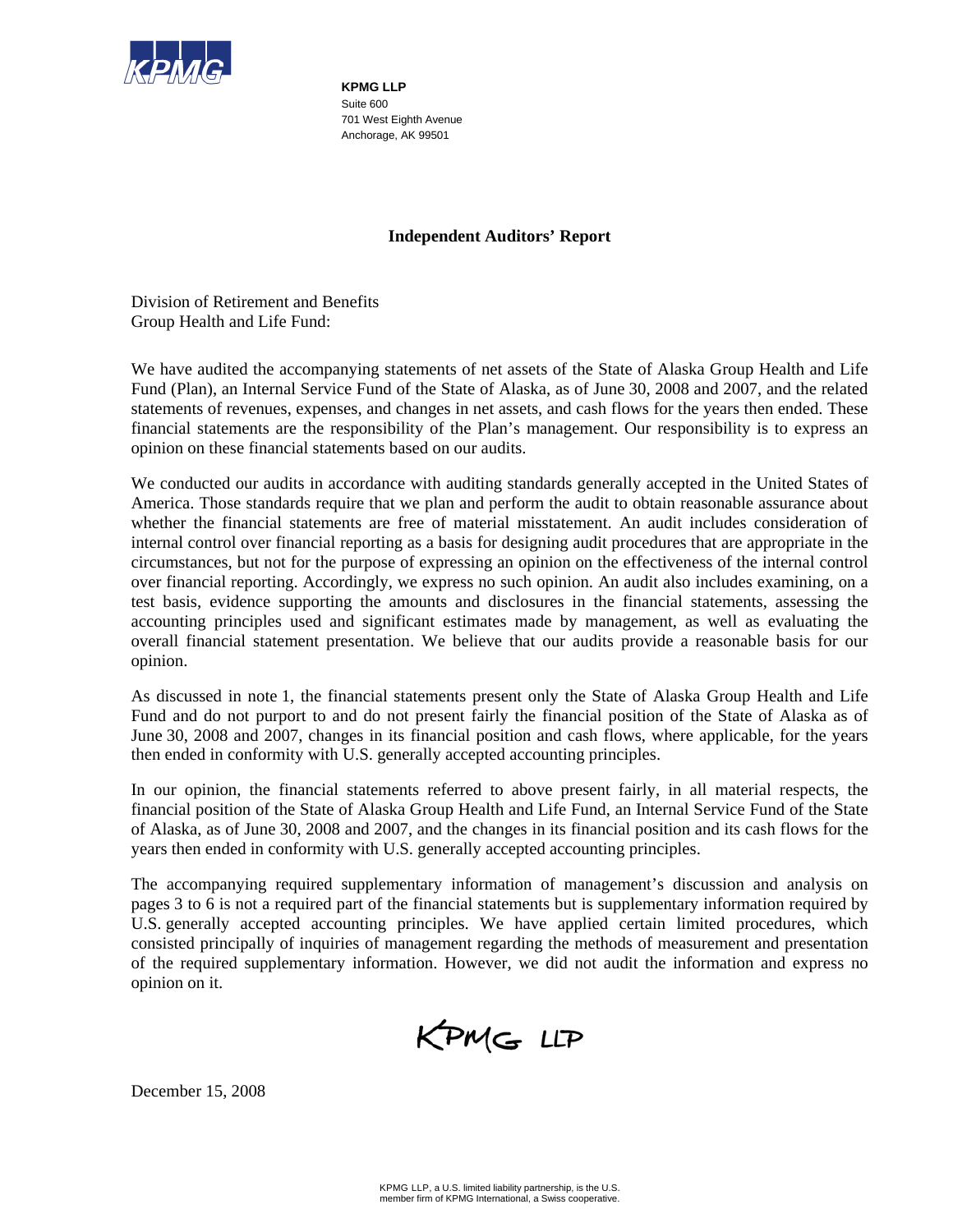**KPMG LLP**
Suite 600
701 West Eighth Avenue
Anchorage, AK 99501

## Independent Auditors' Report

Division of Retirement and Benefits
Group Health and Life Fund:

We have audited the accompanying statements of net assets of the State of Alaska Group Health and Life Fund (Plan), an Internal Service Fund of the State of Alaska, as of June 30, 2008 and 2007, and the related statements of revenues, expenses, and changes in net assets, and cash flows for the years then ended. These financial statements are the responsibility of the Plan's management. Our responsibility is to express an opinion on these financial statements based on our audits.

We conducted our audits in accordance with auditing standards generally accepted in the United States of America. Those standards require that we plan and perform the audit to obtain reasonable assurance about whether the financial statements are free of material misstatement. An audit includes consideration of internal control over financial reporting as a basis for designing audit procedures that are appropriate in the circumstances, but not for the purpose of expressing an opinion on the effectiveness of the internal control over financial reporting. Accordingly, we express no such opinion. An audit also includes examining, on a test basis, evidence supporting the amounts and disclosures in the financial statements, assessing the accounting principles used and significant estimates made by management, as well as evaluating the overall financial statement presentation. We believe that our audits provide a reasonable basis for our opinion.

As discussed in note 1, the financial statements present only the State of Alaska Group Health and Life Fund and do not purport to and do not present fairly the financial position of the State of Alaska as of June 30, 2008 and 2007, changes in its financial position and cash flows, where applicable, for the years then ended in conformity with U.S. generally accepted accounting principles.

In our opinion, the financial statements referred to above present fairly, in all material respects, the financial position of the State of Alaska Group Health and Life Fund, an Internal Service Fund of the State of Alaska, as of June 30, 2008 and 2007, and the changes in its financial position and its cash flows for the years then ended in conformity with U.S. generally accepted accounting principles.

The accompanying required supplementary information of management's discussion and analysis on pages 3 to 6 is not a required part of the financial statements but is supplementary information required by U.S. generally accepted accounting principles. We have applied certain limited procedures, which consisted principally of inquiries of management regarding the methods of measurement and presentation of the required supplementary information. However, we did not audit the information and express no opinion on it.

KPMG LLP

December 15, 2008

KPMG LLP, a U.S. limited liability partnership, is the U.S. member firm of KPMG International, a Swiss cooperative.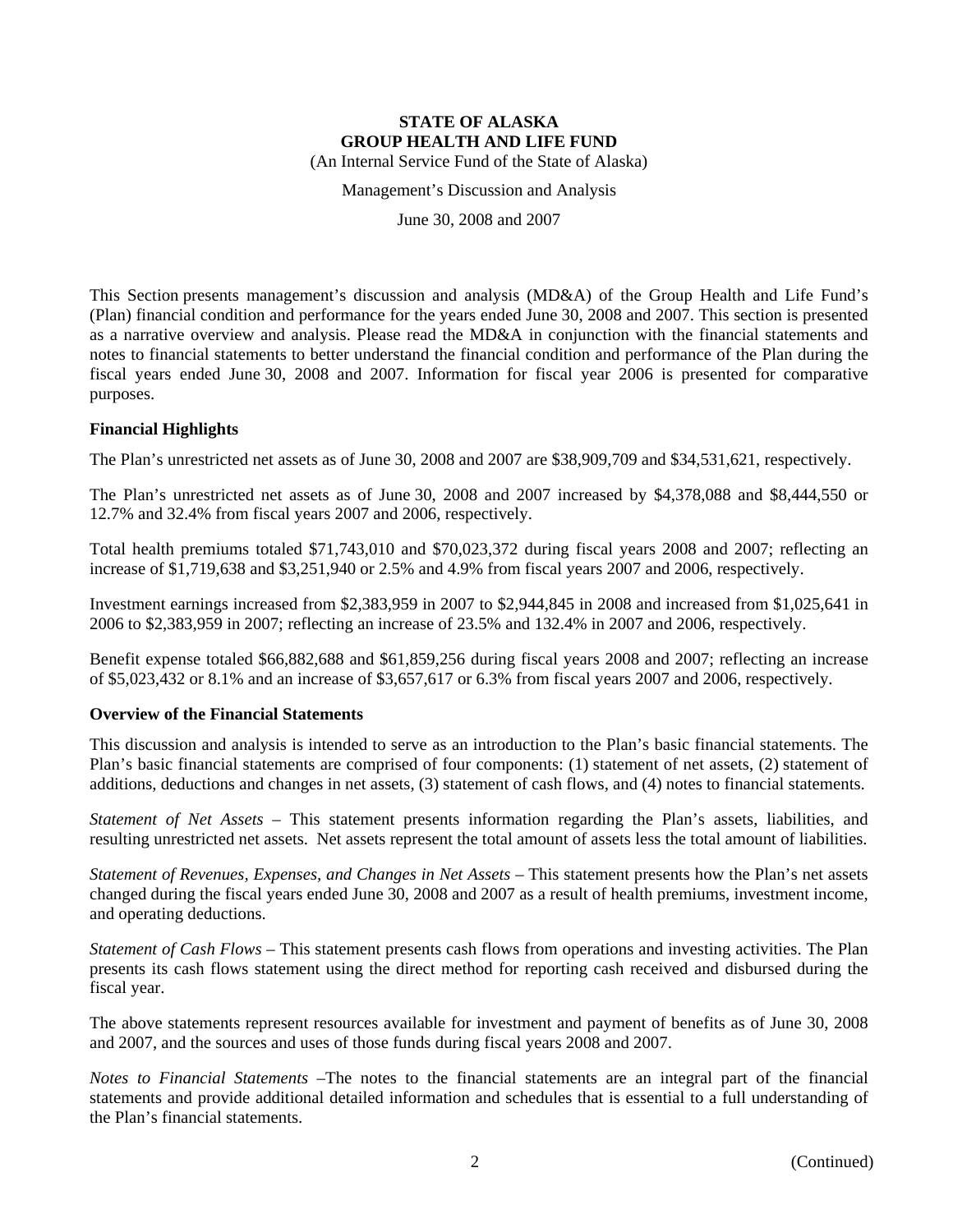# STATE OF ALASKA
## GROUP HEALTH AND LIFE FUND

(An Internal Service Fund of the State of Alaska)

Management's Discussion and Analysis

June 30, 2008 and 2007

This Section presents management's discussion and analysis (MD&A) of the Group Health and Life Fund's (Plan) financial condition and performance for the years ended June 30, 2008 and 2007. This section is presented as a narrative overview and analysis. Please read the MD&A in conjunction with the financial statements and notes to financial statements to better understand the financial condition and performance of the Plan during the fiscal years ended June 30, 2008 and 2007. Information for fiscal year 2006 is presented for comparative purposes.

### Financial Highlights

The Plan's unrestricted net assets as of June 30, 2008 and 2007 are $38,909,709 and $34,531,621, respectively.

The Plan's unrestricted net assets as of June 30, 2008 and 2007 increased by $4,378,088 and $8,444,550 or 12.7% and 32.4% from fiscal years 2007 and 2006, respectively.

Total health premiums totaled $71,743,010 and $70,023,372 during fiscal years 2008 and 2007; reflecting an increase of $1,719,638 and $3,251,940 or 2.5% and 4.9% from fiscal years 2007 and 2006, respectively.

Investment earnings increased from $2,383,959 in 2007 to $2,944,845 in 2008 and increased from $1,025,641 in 2006 to $2,383,959 in 2007; reflecting an increase of 23.5% and 132.4% in 2007 and 2006, respectively.

Benefit expense totaled $66,882,688 and $61,859,256 during fiscal years 2008 and 2007; reflecting an increase of $5,023,432 or 8.1% and an increase of $3,657,617 or 6.3% from fiscal years 2007 and 2006, respectively.

### Overview of the Financial Statements

This discussion and analysis is intended to serve as an introduction to the Plan's basic financial statements. The Plan's basic financial statements are comprised of four components: (1) statement of net assets, (2) statement of additions, deductions and changes in net assets, (3) statement of cash flows, and (4) notes to financial statements.

*Statement of Net Assets* – This statement presents information regarding the Plan's assets, liabilities, and resulting unrestricted net assets. Net assets represent the total amount of assets less the total amount of liabilities.

*Statement of Revenues, Expenses, and Changes in Net Assets* – This statement presents how the Plan's net assets changed during the fiscal years ended June 30, 2008 and 2007 as a result of health premiums, investment income, and operating deductions.

*Statement of Cash Flows* – This statement presents cash flows from operations and investing activities. The Plan presents its cash flows statement using the direct method for reporting cash received and disbursed during the fiscal year.

The above statements represent resources available for investment and payment of benefits as of June 30, 2008 and 2007, and the sources and uses of those funds during fiscal years 2008 and 2007.

*Notes to Financial Statements* –The notes to the financial statements are an integral part of the financial statements and provide additional detailed information and schedules that is essential to a full understanding of the Plan's financial statements.

(Continued)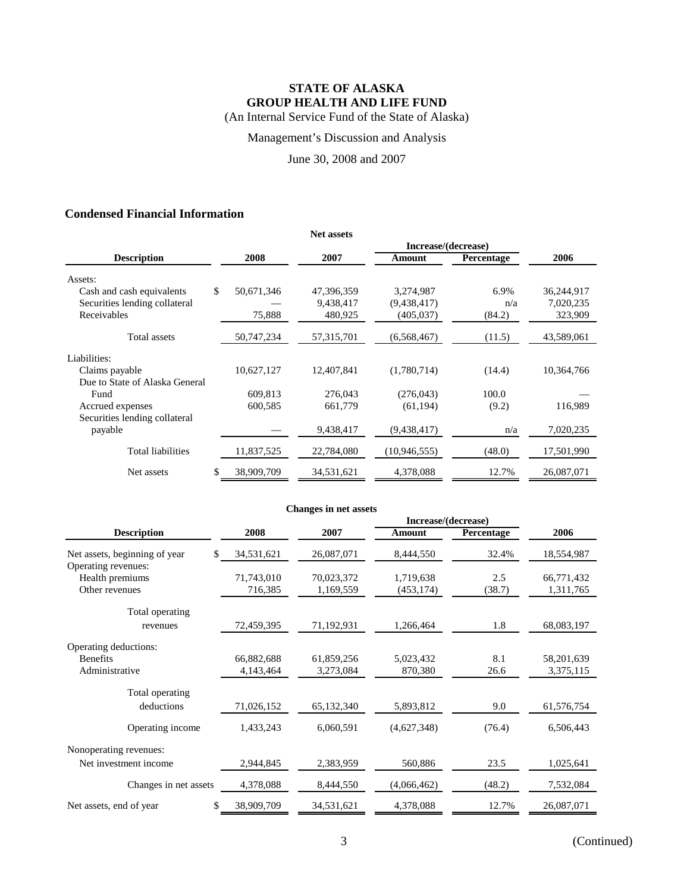# STATE OF ALASKA
# GROUP HEALTH AND LIFE FUND

(An Internal Service Fund of the State of Alaska)

Management's Discussion and Analysis

June 30, 2008 and 2007

## Condensed Financial Information

**Net assets**

| Description | 2008 | 2007 | Increase/(decrease) Amount | Increase/(decrease) Percentage | 2006 |
|---|---|---|---|---|---|
| Assets: | | | | | |
| Cash and cash equivalents | $ 50,671,346 | 47,396,359 | 3,274,987 | 6.9% | 36,244,917 |
| Securities lending collateral | — | 9,438,417 | (9,438,417) | n/a | 7,020,235 |
| Receivables | 75,888 | 480,925 | (405,037) | (84.2) | 323,909 |
| Total assets | 50,747,234 | 57,315,701 | (6,568,467) | (11.5) | 43,589,061 |
| Liabilities: | | | | | |
| Claims payable | 10,627,127 | 12,407,841 | (1,780,714) | (14.4) | 10,364,766 |
| Due to State of Alaska General Fund | 609,813 | 276,043 | (276,043) | 100.0 | — |
| Accrued expenses | 600,585 | 661,779 | (61,194) | (9.2) | 116,989 |
| Securities lending collateral payable | — | 9,438,417 | (9,438,417) | n/a | 7,020,235 |
| Total liabilities | 11,837,525 | 22,784,080 | (10,946,555) | (48.0) | 17,501,990 |
| Net assets | $ 38,909,709 | 34,531,621 | 4,378,088 | 12.7% | 26,087,071 |

**Changes in net assets**

| Description | 2008 | 2007 | Increase/(decrease) Amount | Increase/(decrease) Percentage | 2006 |
|---|---|---|---|---|---|
| Net assets, beginning of year | $ 34,531,621 | 26,087,071 | 8,444,550 | 32.4% | 18,554,987 |
| Operating revenues: | | | | | |
| Health premiums | 71,743,010 | 70,023,372 | 1,719,638 | 2.5 | 66,771,432 |
| Other revenues | 716,385 | 1,169,559 | (453,174) | (38.7) | 1,311,765 |
| Total operating revenues | 72,459,395 | 71,192,931 | 1,266,464 | 1.8 | 68,083,197 |
| Operating deductions: | | | | | |
| Benefits | 66,882,688 | 61,859,256 | 5,023,432 | 8.1 | 58,201,639 |
| Administrative | 4,143,464 | 3,273,084 | 870,380 | 26.6 | 3,375,115 |
| Total operating deductions | 71,026,152 | 65,132,340 | 5,893,812 | 9.0 | 61,576,754 |
| Operating income | 1,433,243 | 6,060,591 | (4,627,348) | (76.4) | 6,506,443 |
| Nonoperating revenues: | | | | | |
| Net investment income | 2,944,845 | 2,383,959 | 560,886 | 23.5 | 1,025,641 |
| Changes in net assets | 4,378,088 | 8,444,550 | (4,066,462) | (48.2) | 7,532,084 |
| Net assets, end of year | $ 38,909,709 | 34,531,621 | 4,378,088 | 12.7% | 26,087,071 |

(Continued)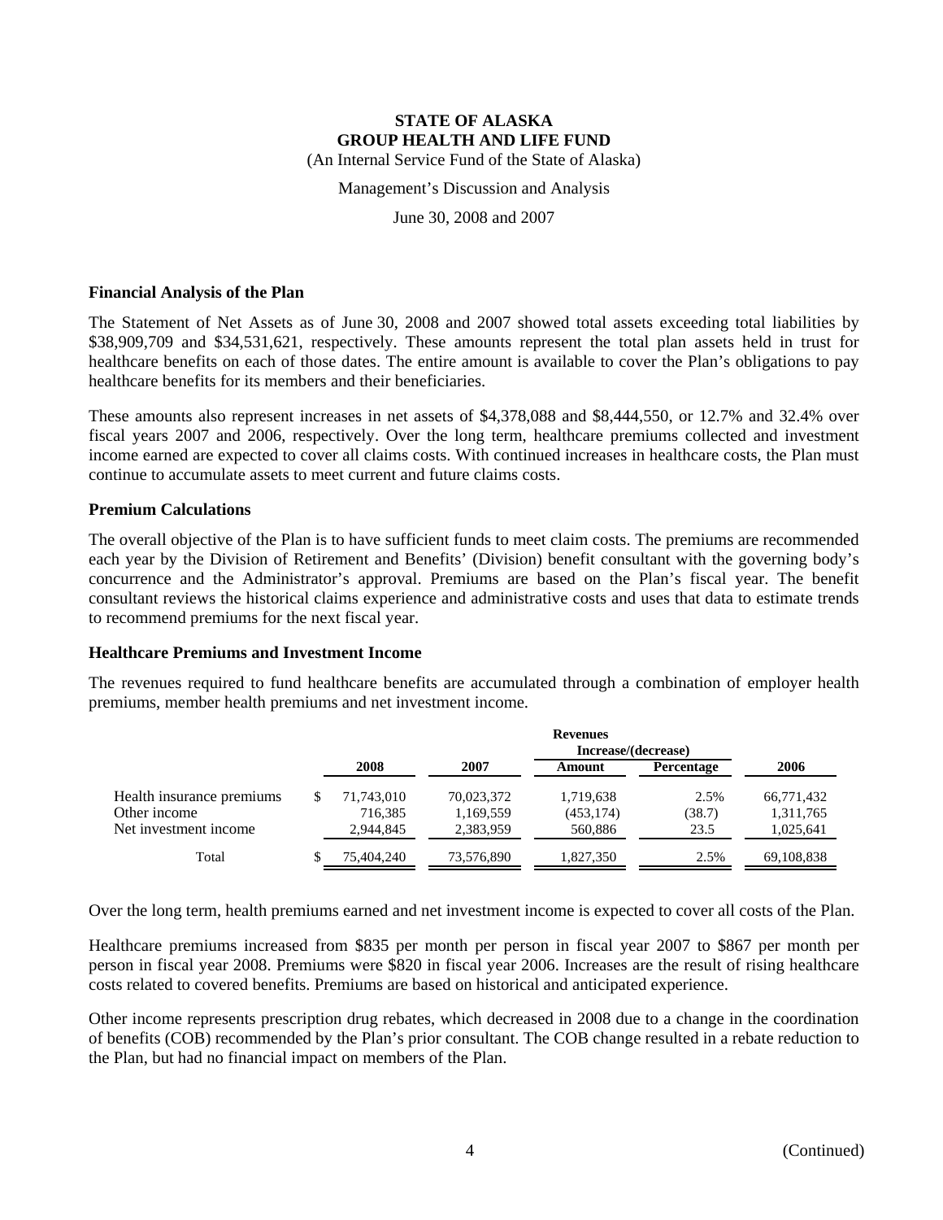**STATE OF ALASKA**
**GROUP HEALTH AND LIFE FUND**
(An Internal Service Fund of the State of Alaska)

Management's Discussion and Analysis

June 30, 2008 and 2007

### Financial Analysis of the Plan

The Statement of Net Assets as of June 30, 2008 and 2007 showed total assets exceeding total liabilities by $38,909,709 and $34,531,621, respectively. These amounts represent the total plan assets held in trust for healthcare benefits on each of those dates. The entire amount is available to cover the Plan's obligations to pay healthcare benefits for its members and their beneficiaries.

These amounts also represent increases in net assets of $4,378,088 and $8,444,550, or 12.7% and 32.4% over fiscal years 2007 and 2006, respectively. Over the long term, healthcare premiums collected and investment income earned are expected to cover all claims costs. With continued increases in healthcare costs, the Plan must continue to accumulate assets to meet current and future claims costs.

### Premium Calculations

The overall objective of the Plan is to have sufficient funds to meet claim costs. The premiums are recommended each year by the Division of Retirement and Benefits' (Division) benefit consultant with the governing body's concurrence and the Administrator's approval. Premiums are based on the Plan's fiscal year. The benefit consultant reviews the historical claims experience and administrative costs and uses that data to estimate trends to recommend premiums for the next fiscal year.

### Healthcare Premiums and Investment Income

The revenues required to fund healthcare benefits are accumulated through a combination of employer health premiums, member health premiums and net investment income.

| | | | Revenues Increase/(decrease) | | |
|---|---|---|---|---|---|
| | 2008 | 2007 | Amount | Percentage | 2006 |
| Health insurance premiums | $ 71,743,010 | 70,023,372 | 1,719,638 | 2.5% | 66,771,432 |
| Other income | 716,385 | 1,169,559 | (453,174) | (38.7) | 1,311,765 |
| Net investment income | 2,944,845 | 2,383,959 | 560,886 | 23.5 | 1,025,641 |
| Total | $ 75,404,240 | 73,576,890 | 1,827,350 | 2.5% | 69,108,838 |

Over the long term, health premiums earned and net investment income is expected to cover all costs of the Plan.

Healthcare premiums increased from $835 per month per person in fiscal year 2007 to $867 per month per person in fiscal year 2008. Premiums were $820 in fiscal year 2006. Increases are the result of rising healthcare costs related to covered benefits. Premiums are based on historical and anticipated experience.

Other income represents prescription drug rebates, which decreased in 2008 due to a change in the coordination of benefits (COB) recommended by the Plan's prior consultant. The COB change resulted in a rebate reduction to the Plan, but had no financial impact on members of the Plan.

(Continued)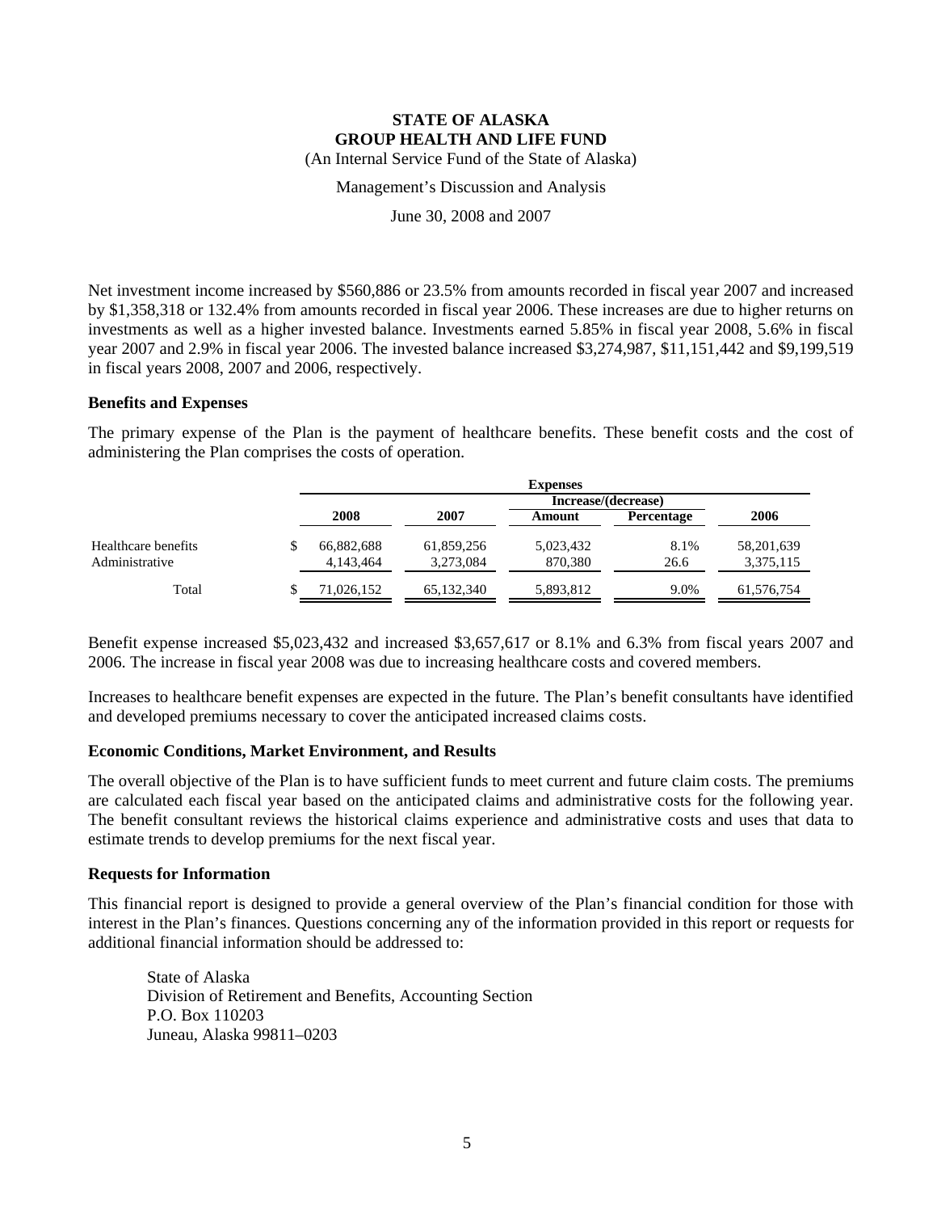# STATE OF ALASKA
# GROUP HEALTH AND LIFE FUND

(An Internal Service Fund of the State of Alaska)

Management's Discussion and Analysis

June 30, 2008 and 2007

Net investment income increased by $560,886 or 23.5% from amounts recorded in fiscal year 2007 and increased by $1,358,318 or 132.4% from amounts recorded in fiscal year 2006. These increases are due to higher returns on investments as well as a higher invested balance. Investments earned 5.85% in fiscal year 2008, 5.6% in fiscal year 2007 and 2.9% in fiscal year 2006. The invested balance increased $3,274,987, $11,151,442 and $9,199,519 in fiscal years 2008, 2007 and 2006, respectively.

### Benefits and Expenses

The primary expense of the Plan is the payment of healthcare benefits. These benefit costs and the cost of administering the Plan comprises the costs of operation.

| | Expenses | | | | |
|---|---|---|---|---|---|
| | | | Increase/(decrease) | | |
| | 2008 | 2007 | Amount | Percentage | 2006 |
| Healthcare benefits | $ 66,882,688 | 61,859,256 | 5,023,432 | 8.1% | 58,201,639 |
| Administrative | 4,143,464 | 3,273,084 | 870,380 | 26.6 | 3,375,115 |
| Total | $ 71,026,152 | 65,132,340 | 5,893,812 | 9.0% | 61,576,754 |

Benefit expense increased $5,023,432 and increased $3,657,617 or 8.1% and 6.3% from fiscal years 2007 and 2006. The increase in fiscal year 2008 was due to increasing healthcare costs and covered members.

Increases to healthcare benefit expenses are expected in the future. The Plan's benefit consultants have identified and developed premiums necessary to cover the anticipated increased claims costs.

### Economic Conditions, Market Environment, and Results

The overall objective of the Plan is to have sufficient funds to meet current and future claim costs. The premiums are calculated each fiscal year based on the anticipated claims and administrative costs for the following year. The benefit consultant reviews the historical claims experience and administrative costs and uses that data to estimate trends to develop premiums for the next fiscal year.

### Requests for Information

This financial report is designed to provide a general overview of the Plan's financial condition for those with interest in the Plan's finances. Questions concerning any of the information provided in this report or requests for additional financial information should be addressed to:

State of Alaska
Division of Retirement and Benefits, Accounting Section
P.O. Box 110203
Juneau, Alaska 99811–0203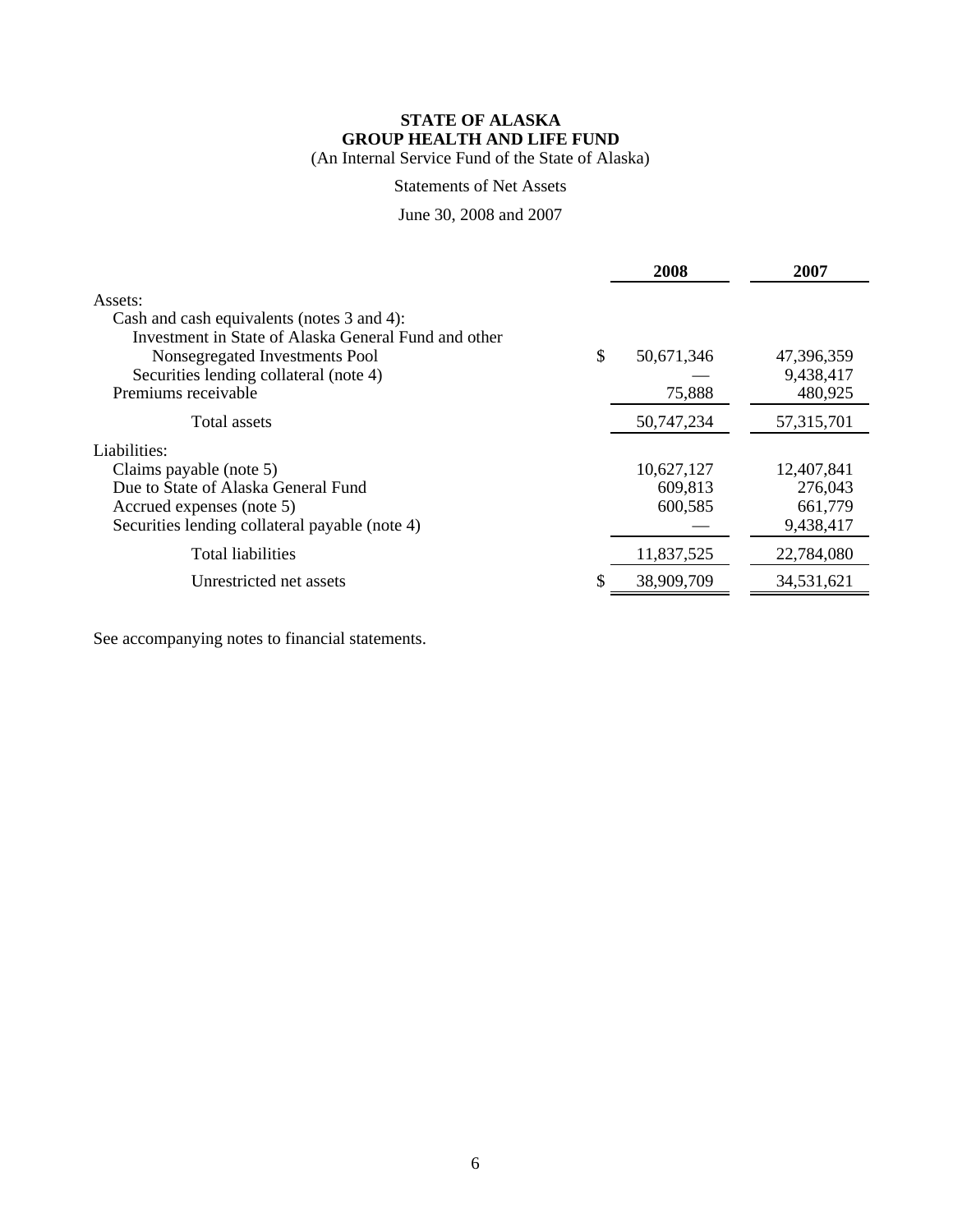**STATE OF ALASKA**
**GROUP HEALTH AND LIFE FUND**
(An Internal Service Fund of the State of Alaska)

Statements of Net Assets

June 30, 2008 and 2007

| | 2008 | 2007 |
|---|---|---|
| Assets: | | |
| Cash and cash equivalents (notes 3 and 4): | | |
| Investment in State of Alaska General Fund and other Nonsegregated Investments Pool | $ 50,671,346 | 47,396,359 |
| Securities lending collateral (note 4) | — | 9,438,417 |
| Premiums receivable | 75,888 | 480,925 |
| Total assets | 50,747,234 | 57,315,701 |
| Liabilities: | | |
| Claims payable (note 5) | 10,627,127 | 12,407,841 |
| Due to State of Alaska General Fund | 609,813 | 276,043 |
| Accrued expenses (note 5) | 600,585 | 661,779 |
| Securities lending collateral payable (note 4) | — | 9,438,417 |
| Total liabilities | 11,837,525 | 22,784,080 |
| Unrestricted net assets | $ 38,909,709 | 34,531,621 |

See accompanying notes to financial statements.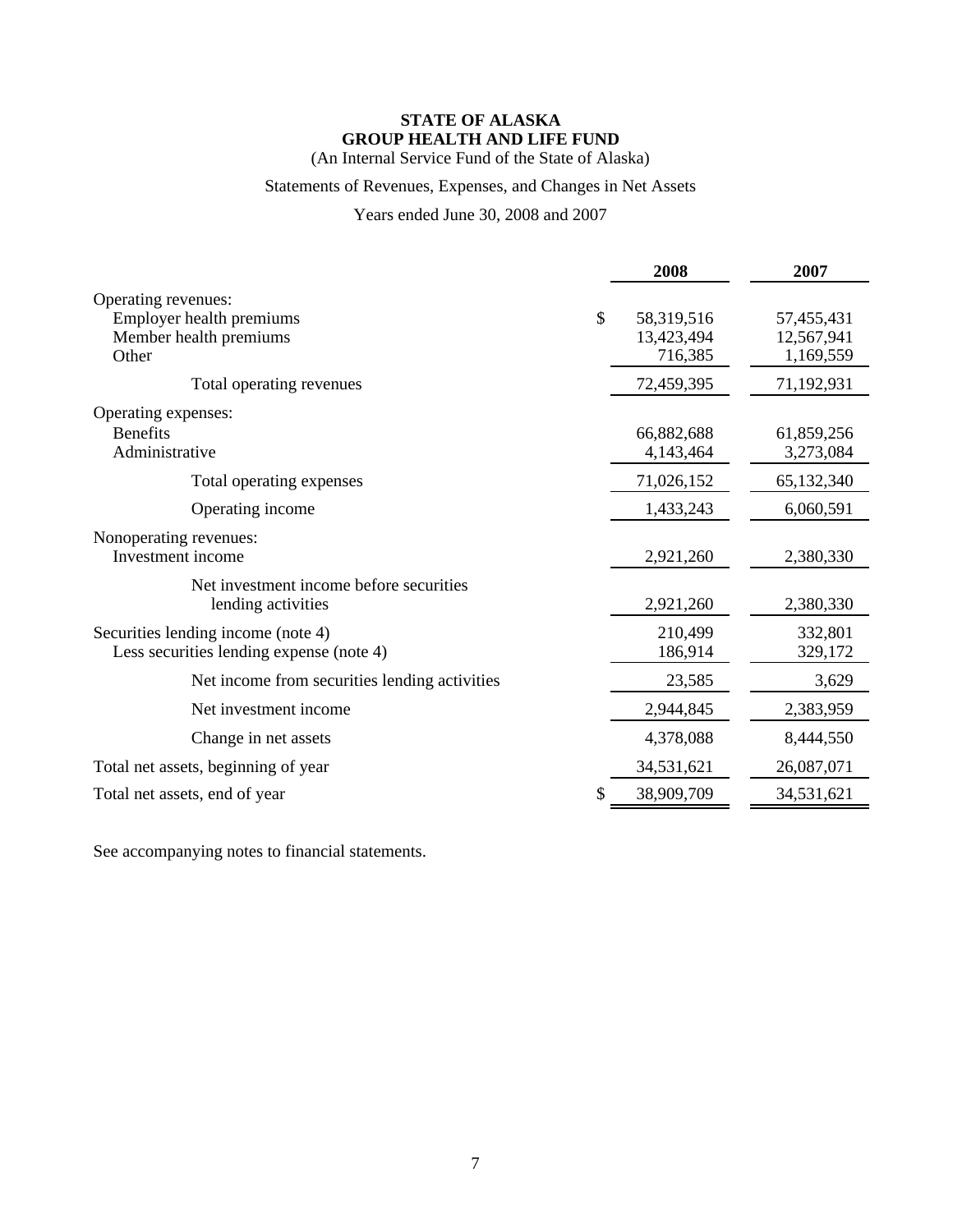**STATE OF ALASKA**
**GROUP HEALTH AND LIFE FUND**
(An Internal Service Fund of the State of Alaska)

Statements of Revenues, Expenses, and Changes in Net Assets

Years ended June 30, 2008 and 2007

| | 2008 | 2007 |
|---|---|---|
| Operating revenues: | | |
| Employer health premiums | $ 58,319,516 | 57,455,431 |
| Member health premiums | 13,423,494 | 12,567,941 |
| Other | 716,385 | 1,169,559 |
| Total operating revenues | 72,459,395 | 71,192,931 |
| Operating expenses: | | |
| Benefits | 66,882,688 | 61,859,256 |
| Administrative | 4,143,464 | 3,273,084 |
| Total operating expenses | 71,026,152 | 65,132,340 |
| Operating income | 1,433,243 | 6,060,591 |
| Nonoperating revenues: | | |
| Investment income | 2,921,260 | 2,380,330 |
| Net investment income before securities lending activities | 2,921,260 | 2,380,330 |
| Securities lending income (note 4) | 210,499 | 332,801 |
| Less securities lending expense (note 4) | 186,914 | 329,172 |
| Net income from securities lending activities | 23,585 | 3,629 |
| Net investment income | 2,944,845 | 2,383,959 |
| Change in net assets | 4,378,088 | 8,444,550 |
| Total net assets, beginning of year | 34,531,621 | 26,087,071 |
| Total net assets, end of year | $ 38,909,709 | 34,531,621 |

See accompanying notes to financial statements.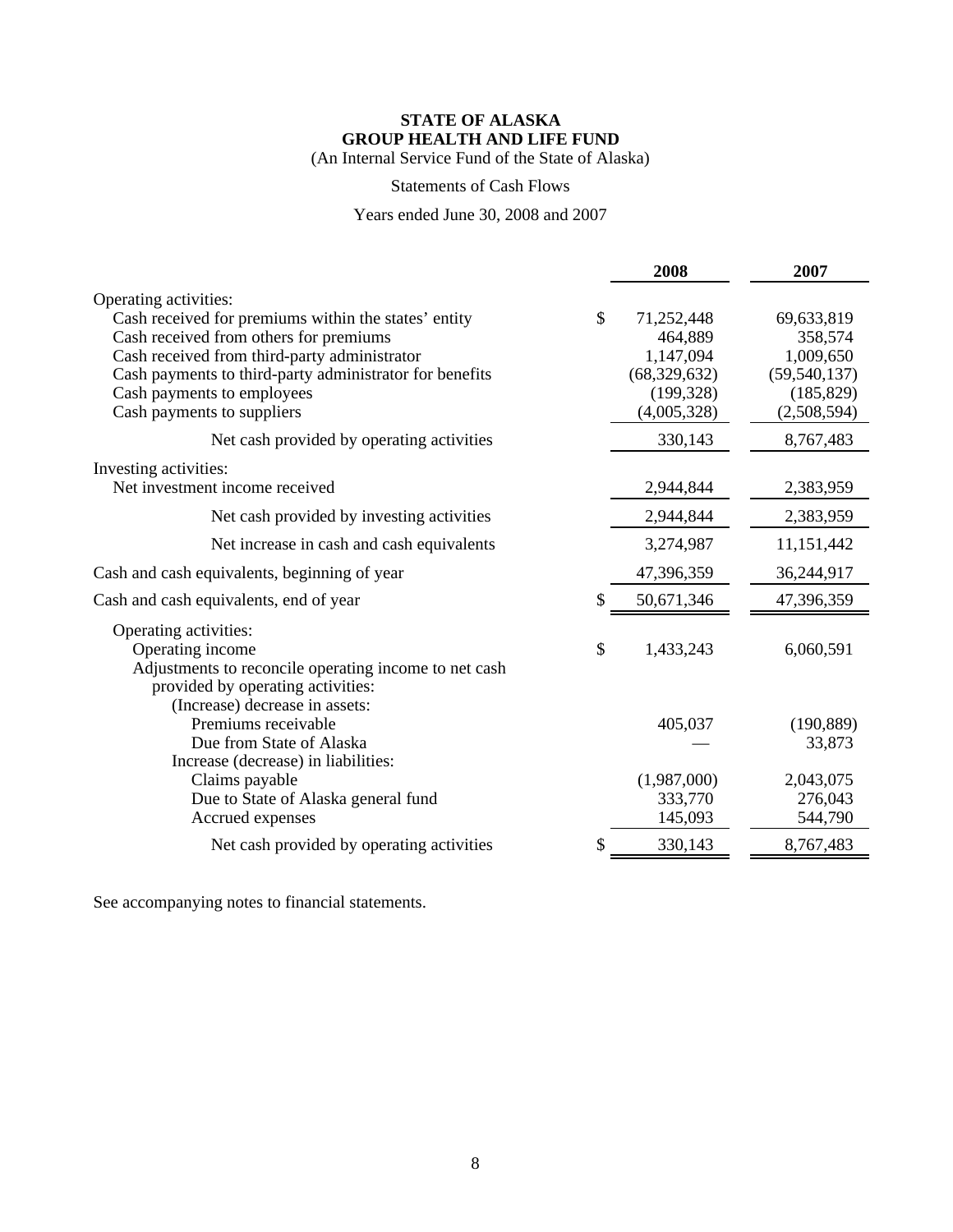**STATE OF ALASKA**
**GROUP HEALTH AND LIFE FUND**
(An Internal Service Fund of the State of Alaska)

Statements of Cash Flows

Years ended June 30, 2008 and 2007

| | 2008 | 2007 |
|---|---|---|
| Operating activities: | | |
| Cash received for premiums within the states' entity | $ 71,252,448 | 69,633,819 |
| Cash received from others for premiums | 464,889 | 358,574 |
| Cash received from third-party administrator | 1,147,094 | 1,009,650 |
| Cash payments to third-party administrator for benefits | (68,329,632) | (59,540,137) |
| Cash payments to employees | (199,328) | (185,829) |
| Cash payments to suppliers | (4,005,328) | (2,508,594) |
| Net cash provided by operating activities | 330,143 | 8,767,483 |
| Investing activities: | | |
| Net investment income received | 2,944,844 | 2,383,959 |
| Net cash provided by investing activities | 2,944,844 | 2,383,959 |
| Net increase in cash and cash equivalents | 3,274,987 | 11,151,442 |
| Cash and cash equivalents, beginning of year | 47,396,359 | 36,244,917 |
| Cash and cash equivalents, end of year | $ 50,671,346 | 47,396,359 |
| Operating activities: | | |
| Operating income | $ 1,433,243 | 6,060,591 |
| Adjustments to reconcile operating income to net cash provided by operating activities: | | |
| (Increase) decrease in assets: | | |
| Premiums receivable | 405,037 | (190,889) |
| Due from State of Alaska | — | 33,873 |
| Increase (decrease) in liabilities: | | |
| Claims payable | (1,987,000) | 2,043,075 |
| Due to State of Alaska general fund | 333,770 | 276,043 |
| Accrued expenses | 145,093 | 544,790 |
| Net cash provided by operating activities | $ 330,143 | 8,767,483 |

See accompanying notes to financial statements.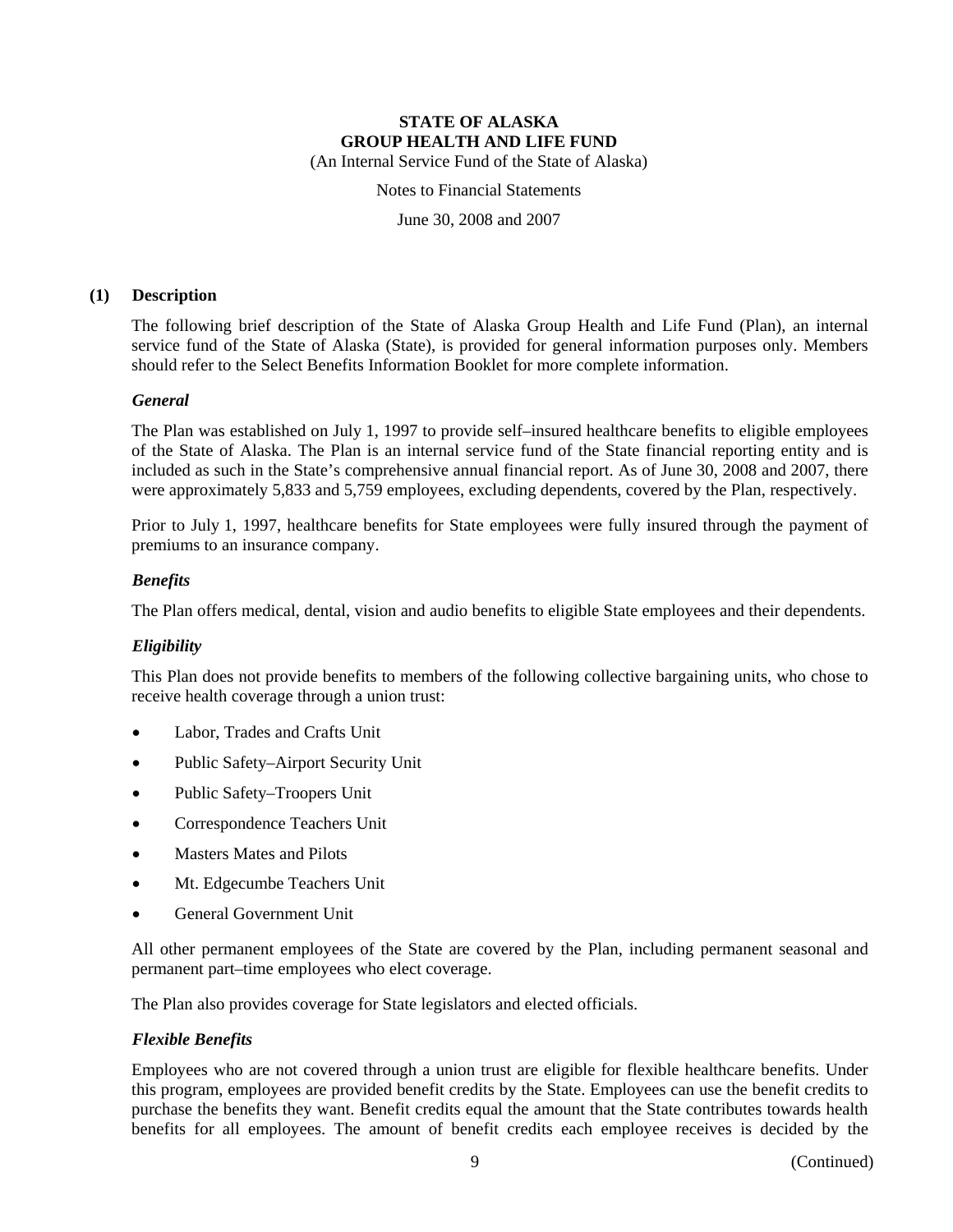**STATE OF ALASKA**
**GROUP HEALTH AND LIFE FUND**
(An Internal Service Fund of the State of Alaska)

Notes to Financial Statements

June 30, 2008 and 2007

## (1) Description

The following brief description of the State of Alaska Group Health and Life Fund (Plan), an internal service fund of the State of Alaska (State), is provided for general information purposes only. Members should refer to the Select Benefits Information Booklet for more complete information.

### *General*

The Plan was established on July 1, 1997 to provide self–insured healthcare benefits to eligible employees of the State of Alaska. The Plan is an internal service fund of the State financial reporting entity and is included as such in the State's comprehensive annual financial report. As of June 30, 2008 and 2007, there were approximately 5,833 and 5,759 employees, excluding dependents, covered by the Plan, respectively.

Prior to July 1, 1997, healthcare benefits for State employees were fully insured through the payment of premiums to an insurance company.

### *Benefits*

The Plan offers medical, dental, vision and audio benefits to eligible State employees and their dependents.

### *Eligibility*

This Plan does not provide benefits to members of the following collective bargaining units, who chose to receive health coverage through a union trust:

- Labor, Trades and Crafts Unit
- Public Safety–Airport Security Unit
- Public Safety–Troopers Unit
- Correspondence Teachers Unit
- Masters Mates and Pilots
- Mt. Edgecumbe Teachers Unit
- General Government Unit

All other permanent employees of the State are covered by the Plan, including permanent seasonal and permanent part–time employees who elect coverage.

The Plan also provides coverage for State legislators and elected officials.

### *Flexible Benefits*

Employees who are not covered through a union trust are eligible for flexible healthcare benefits. Under this program, employees are provided benefit credits by the State. Employees can use the benefit credits to purchase the benefits they want. Benefit credits equal the amount that the State contributes towards health benefits for all employees. The amount of benefit credits each employee receives is decided by the

(Continued)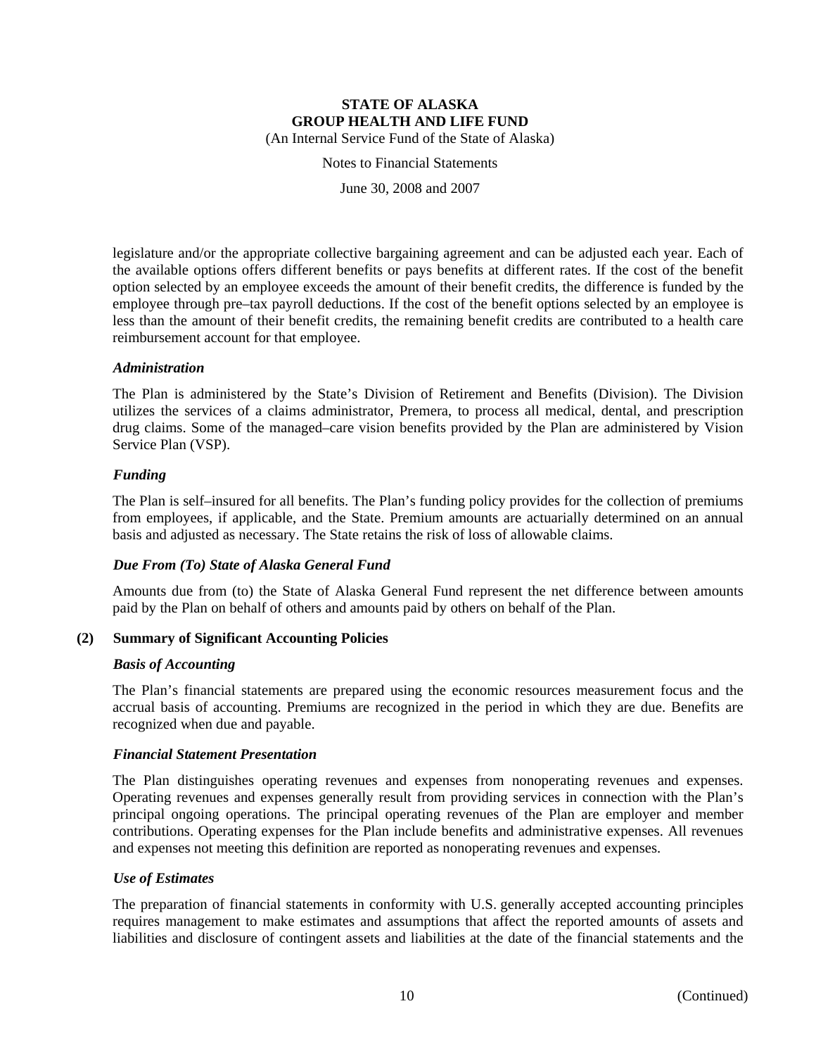legislature and/or the appropriate collective bargaining agreement and can be adjusted each year. Each of the available options offers different benefits or pays benefits at different rates. If the cost of the benefit option selected by an employee exceeds the amount of their benefit credits, the difference is funded by the employee through pre–tax payroll deductions. If the cost of the benefit options selected by an employee is less than the amount of their benefit credits, the remaining benefit credits are contributed to a health care reimbursement account for that employee.

***Administration***

The Plan is administered by the State's Division of Retirement and Benefits (Division). The Division utilizes the services of a claims administrator, Premera, to process all medical, dental, and prescription drug claims. Some of the managed–care vision benefits provided by the Plan are administered by Vision Service Plan (VSP).

***Funding***

The Plan is self–insured for all benefits. The Plan's funding policy provides for the collection of premiums from employees, if applicable, and the State. Premium amounts are actuarially determined on an annual basis and adjusted as necessary. The State retains the risk of loss of allowable claims.

***Due From (To) State of Alaska General Fund***

Amounts due from (to) the State of Alaska General Fund represent the net difference between amounts paid by the Plan on behalf of others and amounts paid by others on behalf of the Plan.

## (2) Summary of Significant Accounting Policies

***Basis of Accounting***

The Plan's financial statements are prepared using the economic resources measurement focus and the accrual basis of accounting. Premiums are recognized in the period in which they are due. Benefits are recognized when due and payable.

***Financial Statement Presentation***

The Plan distinguishes operating revenues and expenses from nonoperating revenues and expenses. Operating revenues and expenses generally result from providing services in connection with the Plan's principal ongoing operations. The principal operating revenues of the Plan are employer and member contributions. Operating expenses for the Plan include benefits and administrative expenses. All revenues and expenses not meeting this definition are reported as nonoperating revenues and expenses.

***Use of Estimates***

The preparation of financial statements in conformity with U.S. generally accepted accounting principles requires management to make estimates and assumptions that affect the reported amounts of assets and liabilities and disclosure of contingent assets and liabilities at the date of the financial statements and the

(Continued)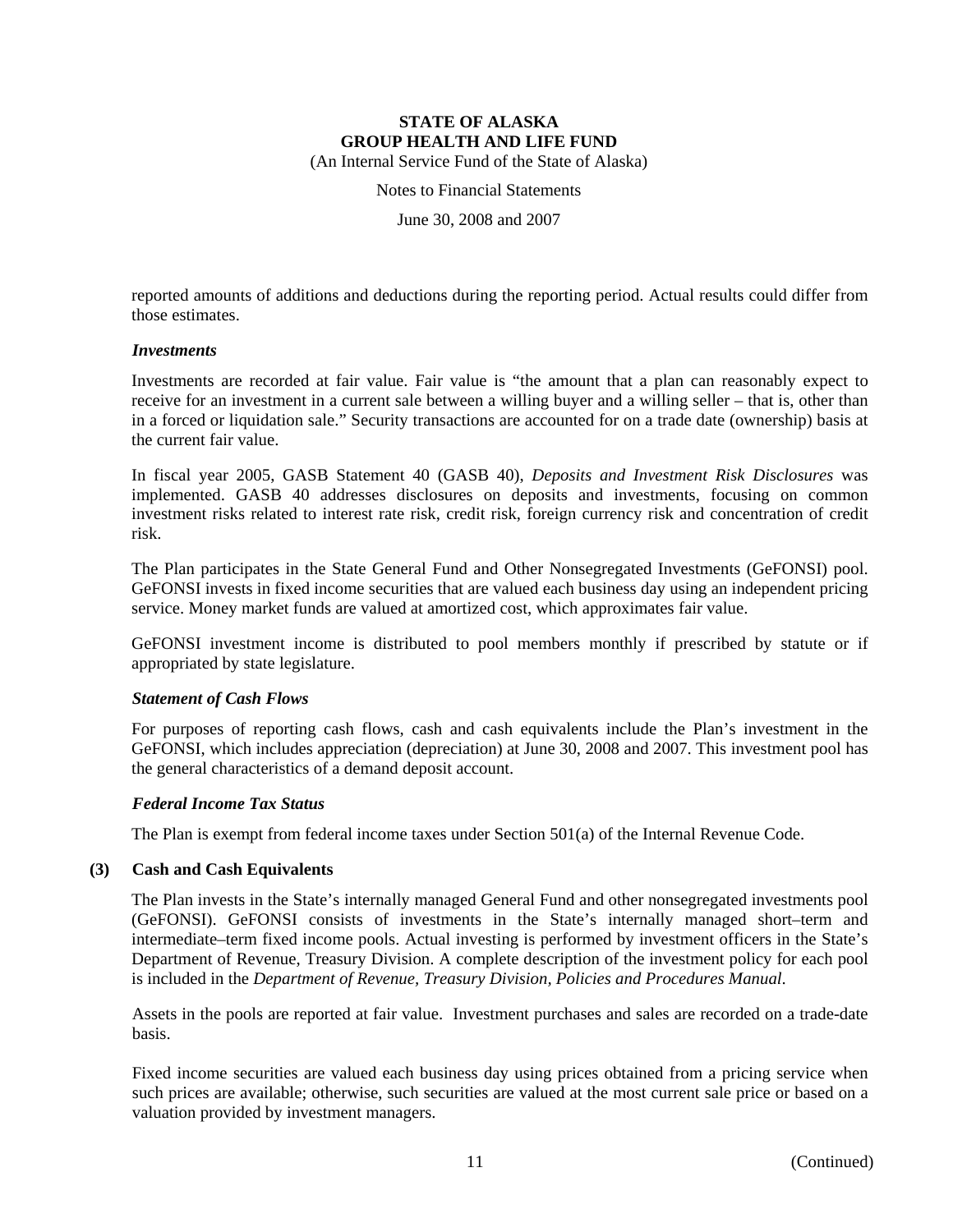reported amounts of additions and deductions during the reporting period. Actual results could differ from those estimates.

***Investments***

Investments are recorded at fair value. Fair value is "the amount that a plan can reasonably expect to receive for an investment in a current sale between a willing buyer and a willing seller – that is, other than in a forced or liquidation sale." Security transactions are accounted for on a trade date (ownership) basis at the current fair value.

In fiscal year 2005, GASB Statement 40 (GASB 40), *Deposits and Investment Risk Disclosures* was implemented. GASB 40 addresses disclosures on deposits and investments, focusing on common investment risks related to interest rate risk, credit risk, foreign currency risk and concentration of credit risk.

The Plan participates in the State General Fund and Other Nonsegregated Investments (GeFONSI) pool. GeFONSI invests in fixed income securities that are valued each business day using an independent pricing service. Money market funds are valued at amortized cost, which approximates fair value.

GeFONSI investment income is distributed to pool members monthly if prescribed by statute or if appropriated by state legislature.

***Statement of Cash Flows***

For purposes of reporting cash flows, cash and cash equivalents include the Plan's investment in the GeFONSI, which includes appreciation (depreciation) at June 30, 2008 and 2007. This investment pool has the general characteristics of a demand deposit account.

***Federal Income Tax Status***

The Plan is exempt from federal income taxes under Section 501(a) of the Internal Revenue Code.

**(3) Cash and Cash Equivalents**

The Plan invests in the State's internally managed General Fund and other nonsegregated investments pool (GeFONSI). GeFONSI consists of investments in the State's internally managed short–term and intermediate–term fixed income pools. Actual investing is performed by investment officers in the State's Department of Revenue, Treasury Division. A complete description of the investment policy for each pool is included in the *Department of Revenue, Treasury Division, Policies and Procedures Manual*.

Assets in the pools are reported at fair value. Investment purchases and sales are recorded on a trade-date basis.

Fixed income securities are valued each business day using prices obtained from a pricing service when such prices are available; otherwise, such securities are valued at the most current sale price or based on a valuation provided by investment managers.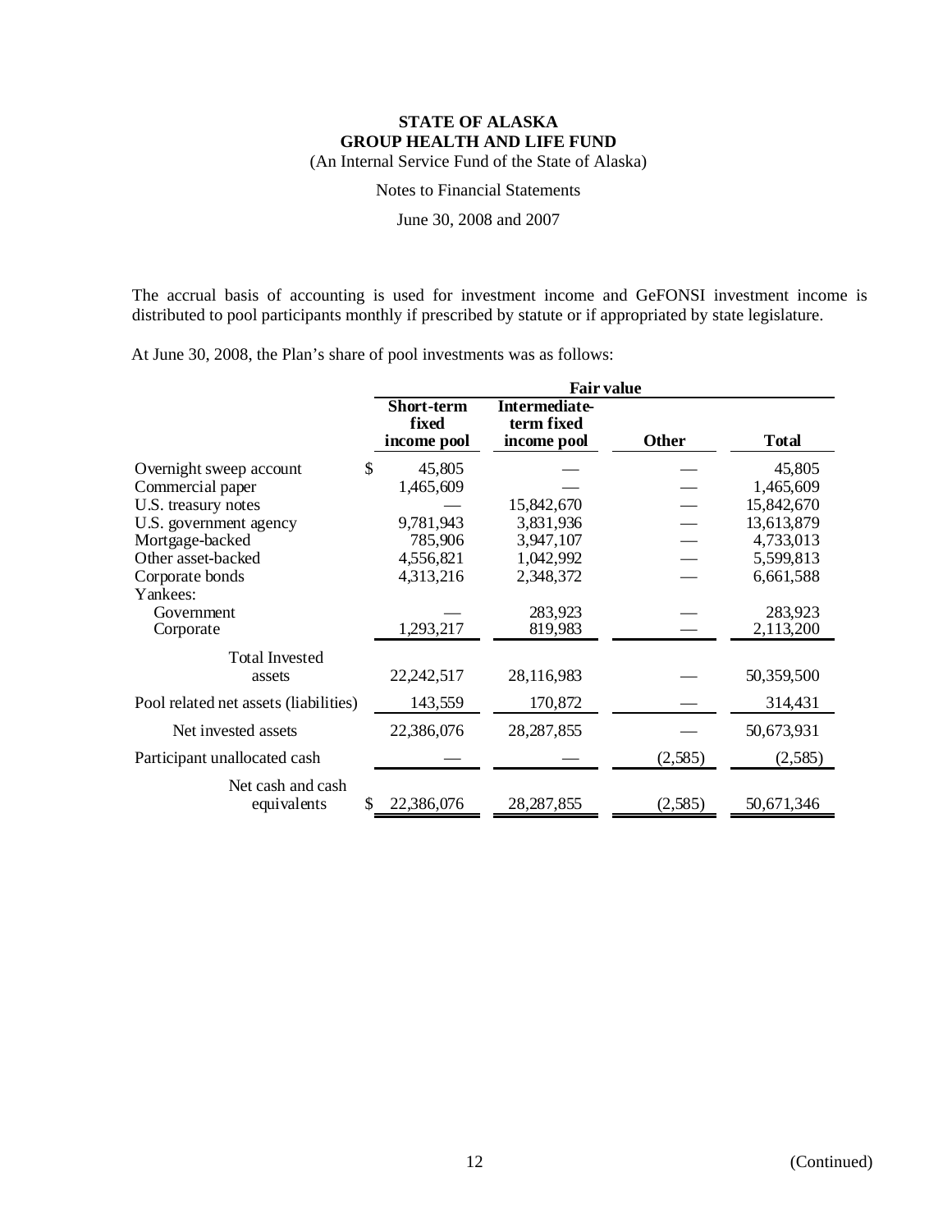**STATE OF ALASKA**
**GROUP HEALTH AND LIFE FUND**
(An Internal Service Fund of the State of Alaska)

Notes to Financial Statements

June 30, 2008 and 2007

The accrual basis of accounting is used for investment income and GeFONSI investment income is distributed to pool participants monthly if prescribed by statute or if appropriated by state legislature.

At June 30, 2008, the Plan's share of pool investments was as follows:

| | Fair value | | | |
|---|---|---|---|---|
| | Short-term fixed income pool | Intermediate-term fixed income pool | Other | Total |
| Overnight sweep account | $ 45,805 | — | — | 45,805 |
| Commercial paper | 1,465,609 | — | — | 1,465,609 |
| U.S. treasury notes | — | 15,842,670 | — | 15,842,670 |
| U.S. government agency | 9,781,943 | 3,831,936 | — | 13,613,879 |
| Mortgage-backed | 785,906 | 3,947,107 | — | 4,733,013 |
| Other asset-backed | 4,556,821 | 1,042,992 | — | 5,599,813 |
| Corporate bonds | 4,313,216 | 2,348,372 | — | 6,661,588 |
| Yankees: | | | | |
| Government | — | 283,923 | — | 283,923 |
| Corporate | 1,293,217 | 819,983 | — | 2,113,200 |
| Total Invested assets | 22,242,517 | 28,116,983 | — | 50,359,500 |
| Pool related net assets (liabilities) | 143,559 | 170,872 | — | 314,431 |
| Net invested assets | 22,386,076 | 28,287,855 | — | 50,673,931 |
| Participant unallocated cash | — | — | (2,585) | (2,585) |
| Net cash and cash equivalents | $ 22,386,076 | 28,287,855 | (2,585) | 50,671,346 |

(Continued)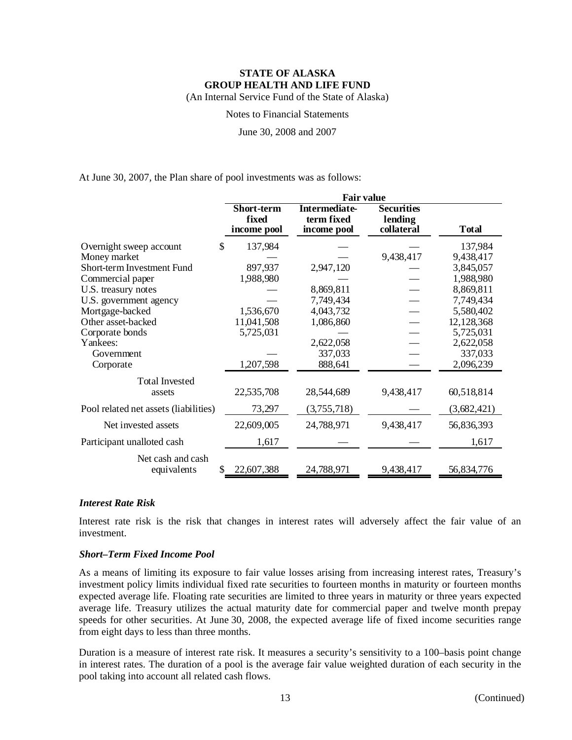At June 30, 2007, the Plan share of pool investments was as follows:

| | Fair value | | | |
|---|---|---|---|---|
| | **Short-term fixed income pool** | **Intermediate-term fixed income pool** | **Securities lending collateral** | **Total** |
| Overnight sweep account | $ 137,984 | — | — | 137,984 |
| Money market | — | — | 9,438,417 | 9,438,417 |
| Short-term Investment Fund | 897,937 | 2,947,120 | — | 3,845,057 |
| Commercial paper | 1,988,980 | — | — | 1,988,980 |
| U.S. treasury notes | — | 8,869,811 | — | 8,869,811 |
| U.S. government agency | — | 7,749,434 | — | 7,749,434 |
| Mortgage-backed | 1,536,670 | 4,043,732 | — | 5,580,402 |
| Other asset-backed | 11,041,508 | 1,086,860 | — | 12,128,368 |
| Corporate bonds | 5,725,031 | — | — | 5,725,031 |
| Yankees: | | 2,622,058 | — | 2,622,058 |
| Government | — | 337,033 | — | 337,033 |
| Corporate | 1,207,598 | 888,641 | — | 2,096,239 |
| Total Invested assets | 22,535,708 | 28,544,689 | 9,438,417 | 60,518,814 |
| Pool related net assets (liabilities) | 73,297 | (3,755,718) | — | (3,682,421) |
| Net invested assets | 22,609,005 | 24,788,971 | 9,438,417 | 56,836,393 |
| Participant unalloted cash | 1,617 | — | — | 1,617 |
| Net cash and cash equivalents | $ 22,607,388 | 24,788,971 | 9,438,417 | 56,834,776 |

### *Interest Rate Risk*

Interest rate risk is the risk that changes in interest rates will adversely affect the fair value of an investment.

### *Short–Term Fixed Income Pool*

As a means of limiting its exposure to fair value losses arising from increasing interest rates, Treasury's investment policy limits individual fixed rate securities to fourteen months in maturity or fourteen months expected average life. Floating rate securities are limited to three years in maturity or three years expected average life. Treasury utilizes the actual maturity date for commercial paper and twelve month prepay speeds for other securities. At June 30, 2008, the expected average life of fixed income securities range from eight days to less than three months.

Duration is a measure of interest rate risk. It measures a security's sensitivity to a 100–basis point change in interest rates. The duration of a pool is the average fair value weighted duration of each security in the pool taking into account all related cash flows.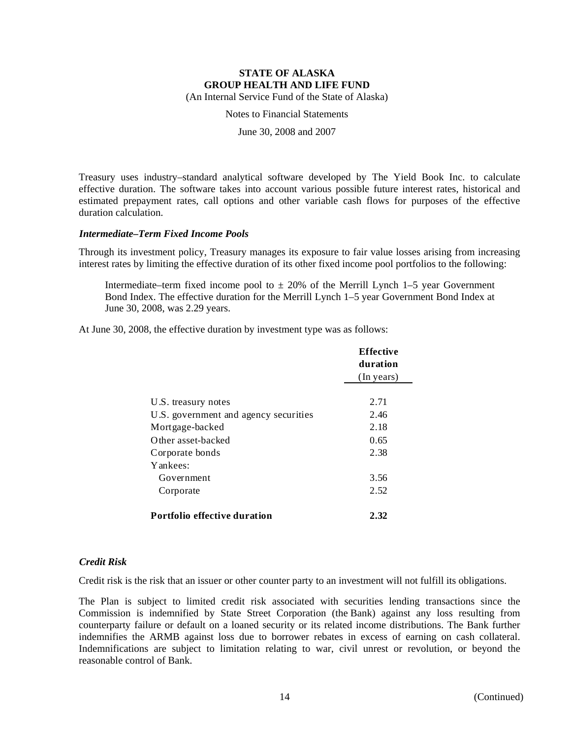Treasury uses industry–standard analytical software developed by The Yield Book Inc. to calculate effective duration. The software takes into account various possible future interest rates, historical and estimated prepayment rates, call options and other variable cash flows for purposes of the effective duration calculation.

### *Intermediate–Term Fixed Income Pools*

Through its investment policy, Treasury manages its exposure to fair value losses arising from increasing interest rates by limiting the effective duration of its other fixed income pool portfolios to the following:

> Intermediate–term fixed income pool to ± 20% of the Merrill Lynch 1–5 year Government Bond Index. The effective duration for the Merrill Lynch 1–5 year Government Bond Index at June 30, 2008, was 2.29 years.

At June 30, 2008, the effective duration by investment type was as follows:

| | **Effective duration** (In years) |
|---|---|
| U.S. treasury notes | 2.71 |
| U.S. government and agency securities | 2.46 |
| Mortgage-backed | 2.18 |
| Other asset-backed | 0.65 |
| Corporate bonds | 2.38 |
| Yankees: | |
| Government | 3.56 |
| Corporate | 2.52 |
| **Portfolio effective duration** | **2.32** |

### *Credit Risk*

Credit risk is the risk that an issuer or other counter party to an investment will not fulfill its obligations.

The Plan is subject to limited credit risk associated with securities lending transactions since the Commission is indemnified by State Street Corporation (the Bank) against any loss resulting from counterparty failure or default on a loaned security or its related income distributions. The Bank further indemnifies the ARMB against loss due to borrower rebates in excess of earning on cash collateral. Indemnifications are subject to limitation relating to war, civil unrest or revolution, or beyond the reasonable control of Bank.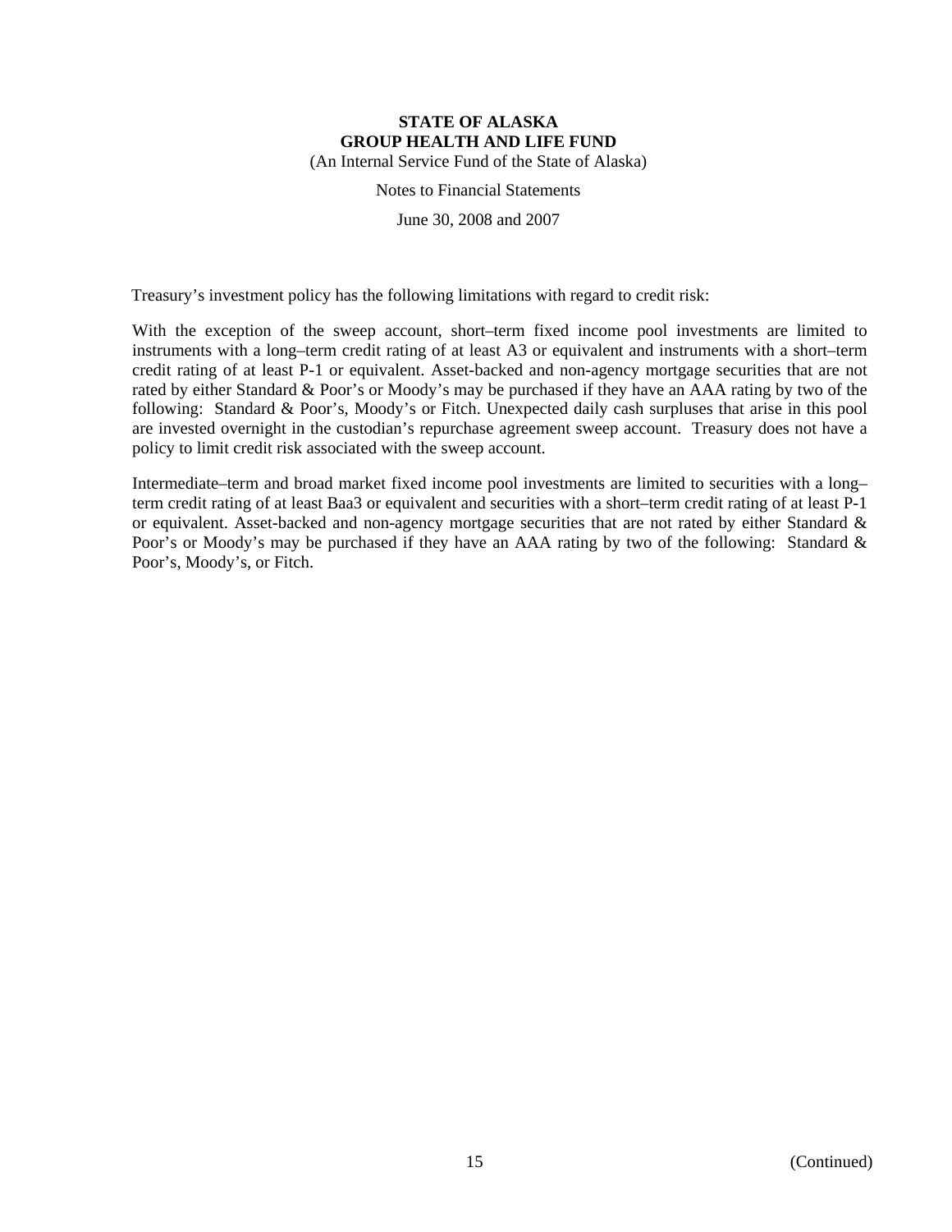Treasury's investment policy has the following limitations with regard to credit risk:

With the exception of the sweep account, short–term fixed income pool investments are limited to instruments with a long–term credit rating of at least A3 or equivalent and instruments with a short–term credit rating of at least P-1 or equivalent. Asset-backed and non-agency mortgage securities that are not rated by either Standard & Poor's or Moody's may be purchased if they have an AAA rating by two of the following: Standard & Poor's, Moody's or Fitch. Unexpected daily cash surpluses that arise in this pool are invested overnight in the custodian's repurchase agreement sweep account. Treasury does not have a policy to limit credit risk associated with the sweep account.

Intermediate–term and broad market fixed income pool investments are limited to securities with a long–term credit rating of at least Baa3 or equivalent and securities with a short–term credit rating of at least P-1 or equivalent. Asset-backed and non-agency mortgage securities that are not rated by either Standard & Poor's or Moody's may be purchased if they have an AAA rating by two of the following: Standard & Poor's, Moody's, or Fitch.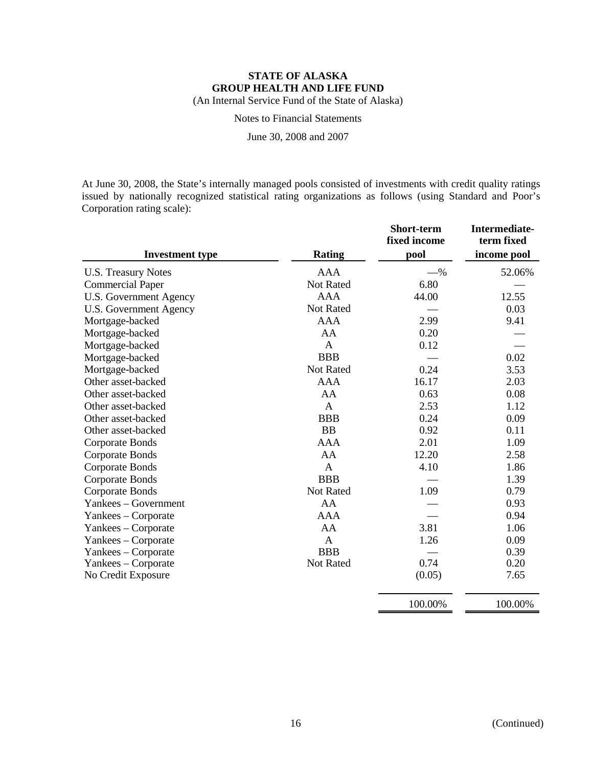**STATE OF ALASKA**
**GROUP HEALTH AND LIFE FUND**
(An Internal Service Fund of the State of Alaska)

Notes to Financial Statements

June 30, 2008 and 2007

At June 30, 2008, the State's internally managed pools consisted of investments with credit quality ratings issued by nationally recognized statistical rating organizations as follows (using Standard and Poor's Corporation rating scale):

| Investment type | Rating | Short-term fixed income pool | Intermediate-term fixed income pool |
|---|---|---|---|
| U.S. Treasury Notes | AAA | —% | 52.06% |
| Commercial Paper | Not Rated | 6.80 | — |
| U.S. Government Agency | AAA | 44.00 | 12.55 |
| U.S. Government Agency | Not Rated | — | 0.03 |
| Mortgage-backed | AAA | 2.99 | 9.41 |
| Mortgage-backed | AA | 0.20 | — |
| Mortgage-backed | A | 0.12 | — |
| Mortgage-backed | BBB | — | 0.02 |
| Mortgage-backed | Not Rated | 0.24 | 3.53 |
| Other asset-backed | AAA | 16.17 | 2.03 |
| Other asset-backed | AA | 0.63 | 0.08 |
| Other asset-backed | A | 2.53 | 1.12 |
| Other asset-backed | BBB | 0.24 | 0.09 |
| Other asset-backed | BB | 0.92 | 0.11 |
| Corporate Bonds | AAA | 2.01 | 1.09 |
| Corporate Bonds | AA | 12.20 | 2.58 |
| Corporate Bonds | A | 4.10 | 1.86 |
| Corporate Bonds | BBB | — | 1.39 |
| Corporate Bonds | Not Rated | 1.09 | 0.79 |
| Yankees – Government | AA | — | 0.93 |
| Yankees – Corporate | AAA | — | 0.94 |
| Yankees – Corporate | AA | 3.81 | 1.06 |
| Yankees – Corporate | A | 1.26 | 0.09 |
| Yankees – Corporate | BBB | — | 0.39 |
| Yankees – Corporate | Not Rated | 0.74 | 0.20 |
| No Credit Exposure | | (0.05) | 7.65 |
| | | 100.00% | 100.00% |

(Continued)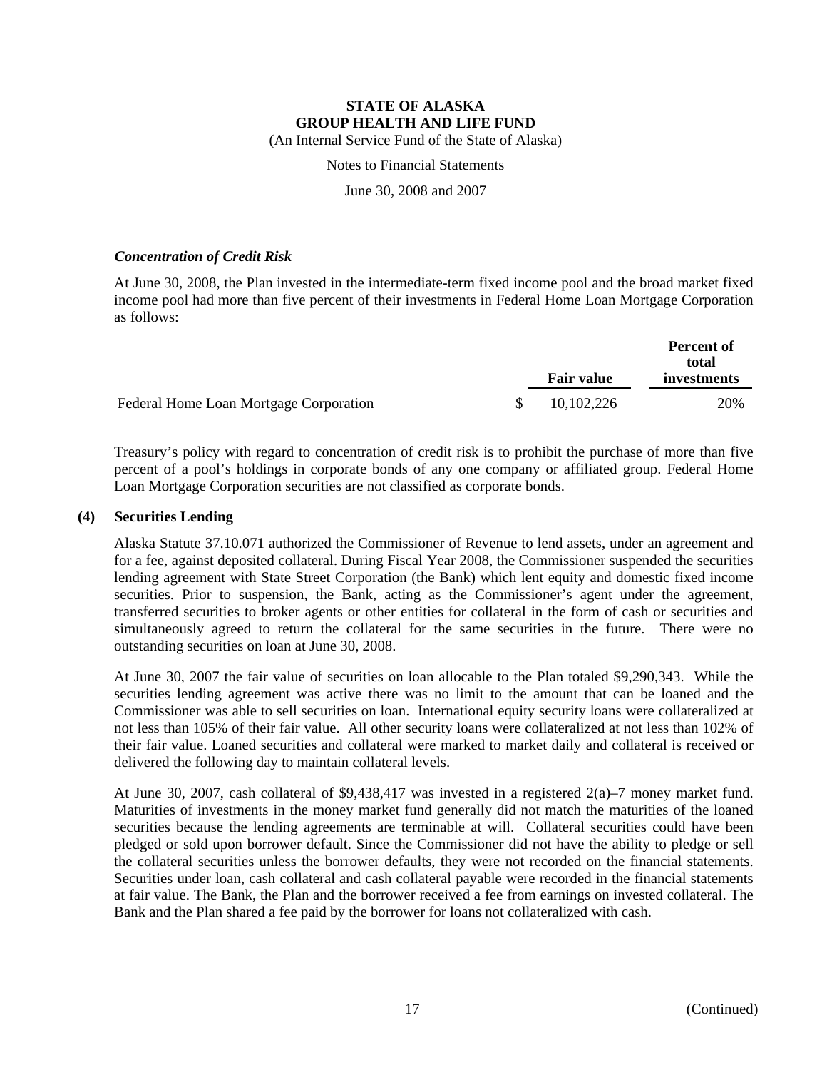### *Concentration of Credit Risk*

At June 30, 2008, the Plan invested in the intermediate-term fixed income pool and the broad market fixed income pool had more than five percent of their investments in Federal Home Loan Mortgage Corporation as follows:

| | Fair value | Percent of total investments |
|---|---|---|
| Federal Home Loan Mortgage Corporation | $ 10,102,226 | 20% |

Treasury's policy with regard to concentration of credit risk is to prohibit the purchase of more than five percent of a pool's holdings in corporate bonds of any one company or affiliated group. Federal Home Loan Mortgage Corporation securities are not classified as corporate bonds.

## (4) Securities Lending

Alaska Statute 37.10.071 authorized the Commissioner of Revenue to lend assets, under an agreement and for a fee, against deposited collateral. During Fiscal Year 2008, the Commissioner suspended the securities lending agreement with State Street Corporation (the Bank) which lent equity and domestic fixed income securities. Prior to suspension, the Bank, acting as the Commissioner's agent under the agreement, transferred securities to broker agents or other entities for collateral in the form of cash or securities and simultaneously agreed to return the collateral for the same securities in the future. There were no outstanding securities on loan at June 30, 2008.

At June 30, 2007 the fair value of securities on loan allocable to the Plan totaled $9,290,343. While the securities lending agreement was active there was no limit to the amount that can be loaned and the Commissioner was able to sell securities on loan. International equity security loans were collateralized at not less than 105% of their fair value. All other security loans were collateralized at not less than 102% of their fair value. Loaned securities and collateral were marked to market daily and collateral is received or delivered the following day to maintain collateral levels.

At June 30, 2007, cash collateral of $9,438,417 was invested in a registered 2(a)–7 money market fund. Maturities of investments in the money market fund generally did not match the maturities of the loaned securities because the lending agreements are terminable at will. Collateral securities could have been pledged or sold upon borrower default. Since the Commissioner did not have the ability to pledge or sell the collateral securities unless the borrower defaults, they were not recorded on the financial statements. Securities under loan, cash collateral and cash collateral payable were recorded in the financial statements at fair value. The Bank, the Plan and the borrower received a fee from earnings on invested collateral. The Bank and the Plan shared a fee paid by the borrower for loans not collateralized with cash.

(Continued)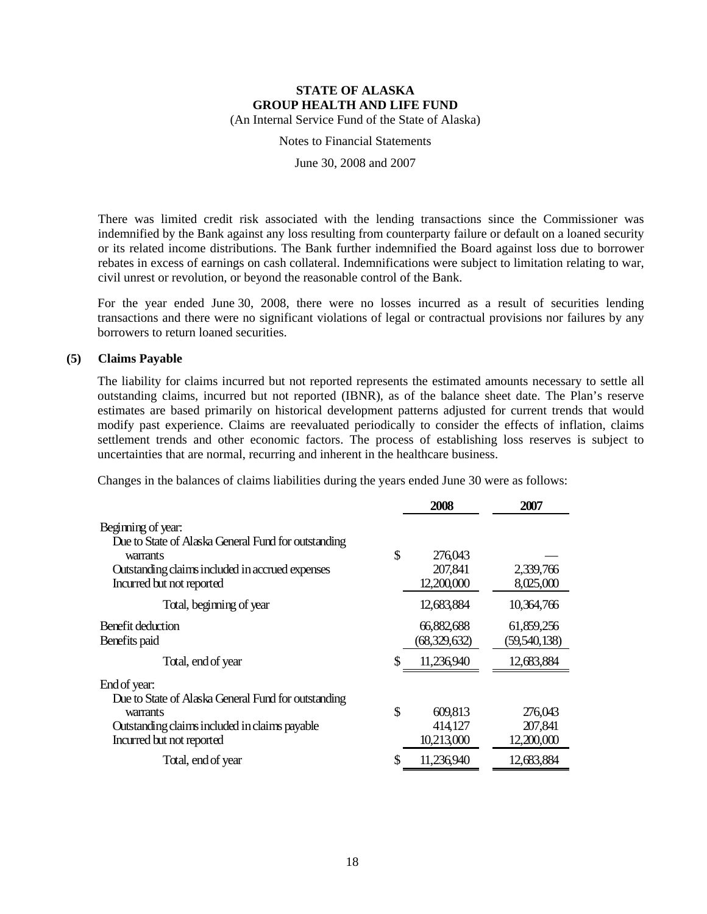There was limited credit risk associated with the lending transactions since the Commissioner was indemnified by the Bank against any loss resulting from counterparty failure or default on a loaned security or its related income distributions. The Bank further indemnified the Board against loss due to borrower rebates in excess of earnings on cash collateral. Indemnifications were subject to limitation relating to war, civil unrest or revolution, or beyond the reasonable control of the Bank.

For the year ended June 30, 2008, there were no losses incurred as a result of securities lending transactions and there were no significant violations of legal or contractual provisions nor failures by any borrowers to return loaned securities.

## (5) Claims Payable

The liability for claims incurred but not reported represents the estimated amounts necessary to settle all outstanding claims, incurred but not reported (IBNR), as of the balance sheet date. The Plan's reserve estimates are based primarily on historical development patterns adjusted for current trends that would modify past experience. Claims are reevaluated periodically to consider the effects of inflation, claims settlement trends and other economic factors. The process of establishing loss reserves is subject to uncertainties that are normal, recurring and inherent in the healthcare business.

Changes in the balances of claims liabilities during the years ended June 30 were as follows:

| | 2008 | 2007 |
|---|---|---|
| Beginning of year: | | |
| Due to State of Alaska General Fund for outstanding warrants | $ 276,043 | — |
| Outstanding claims included in accrued expenses | 207,841 | 2,339,766 |
| Incurred but not reported | 12,200,000 | 8,025,000 |
| Total, beginning of year | 12,683,884 | 10,364,766 |
| Benefit deduction | 66,882,688 | 61,859,256 |
| Benefits paid | (68,329,632) | (59,540,138) |
| Total, end of year | $ 11,236,940 | 12,683,884 |
| End of year: | | |
| Due to State of Alaska General Fund for outstanding warrants | $ 609,813 | 276,043 |
| Outstanding claims included in claims payable | 414,127 | 207,841 |
| Incurred but not reported | 10,213,000 | 12,200,000 |
| Total, end of year | $ 11,236,940 | 12,683,884 |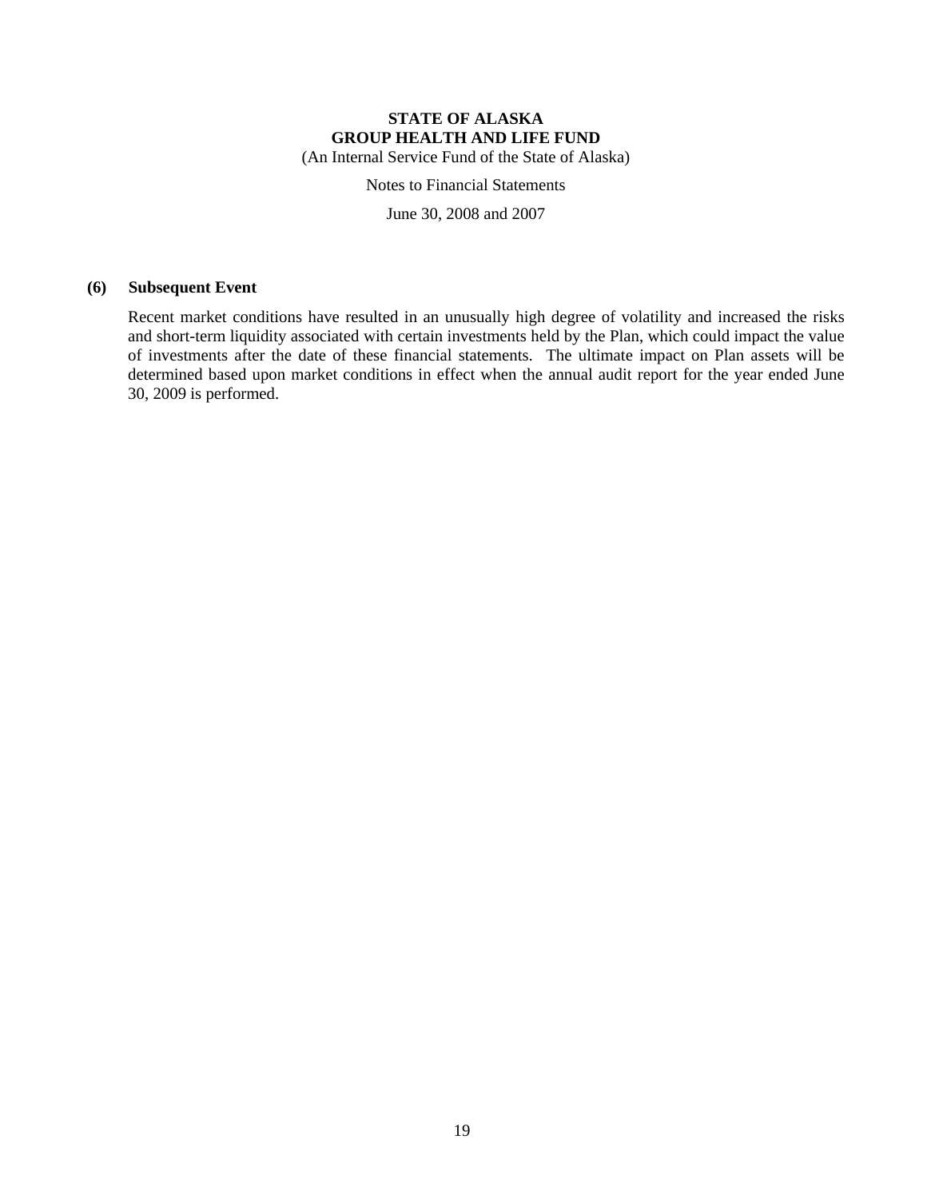**STATE OF ALASKA**
**GROUP HEALTH AND LIFE FUND**
(An Internal Service Fund of the State of Alaska)

Notes to Financial Statements

June 30, 2008 and 2007

## (6) Subsequent Event

Recent market conditions have resulted in an unusually high degree of volatility and increased the risks and short-term liquidity associated with certain investments held by the Plan, which could impact the value of investments after the date of these financial statements. The ultimate impact on Plan assets will be determined based upon market conditions in effect when the annual audit report for the year ended June 30, 2009 is performed.